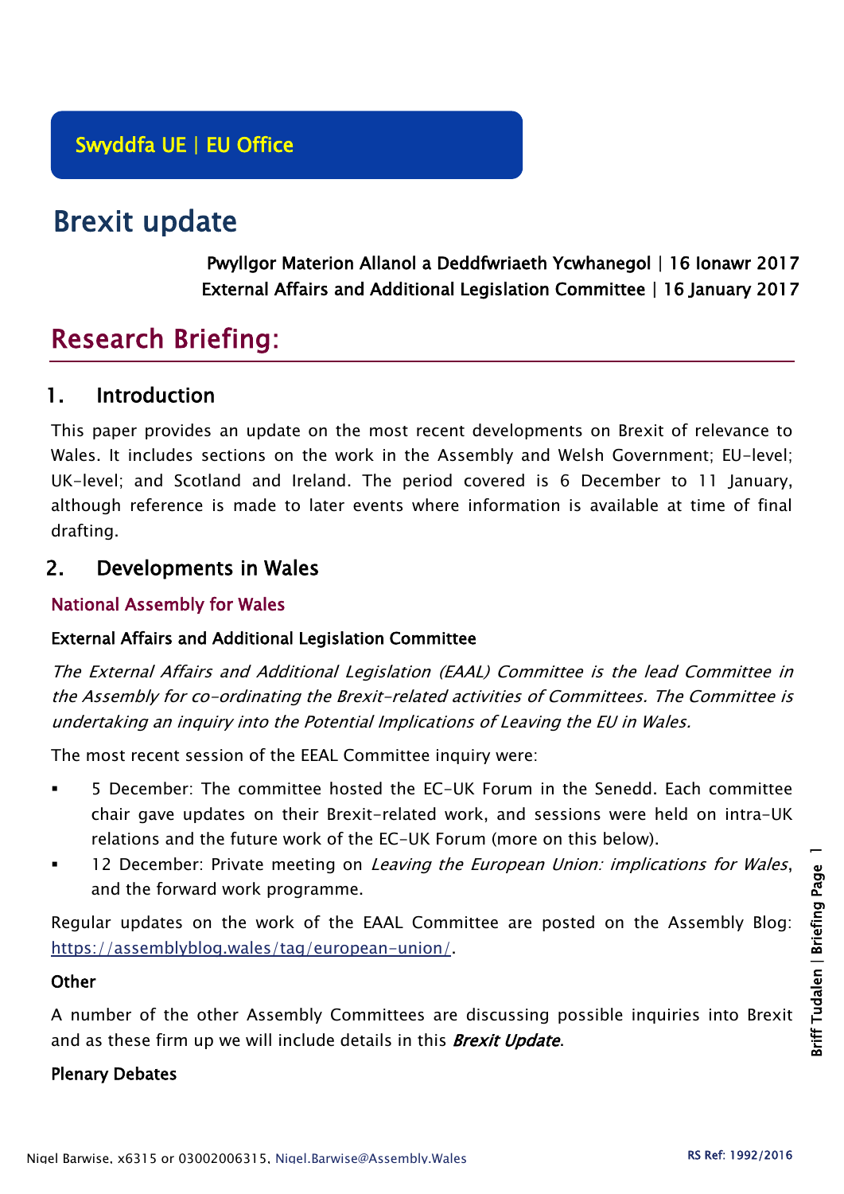Swyddfa UE | EU Office

# Brexit update

**Pwyllgor Materion Allanol a Deddfwriaeth Ycwhanegol | 16 Ionawr 2017**
**External Affairs and Additional Legislation Committee | 16 January 2017**

# Research Briefing:

## 1. Introduction

This paper provides an update on the most recent developments on Brexit of relevance to Wales. It includes sections on the work in the Assembly and Welsh Government; EU-level; UK-level; and Scotland and Ireland. The period covered is 6 December to 11 January, although reference is made to later events where information is available at time of final drafting.

## 2. Developments in Wales

### National Assembly for Wales

#### External Affairs and Additional Legislation Committee

*The External Affairs and Additional Legislation (EAAL) Committee is the lead Committee in the Assembly for co-ordinating the Brexit-related activities of Committees. The Committee is undertaking an inquiry into the Potential Implications of Leaving the EU in Wales.*

The most recent session of the EEAL Committee inquiry were:

- 5 December: The committee hosted the EC-UK Forum in the Senedd. Each committee chair gave updates on their Brexit-related work, and sessions were held on intra-UK relations and the future work of the EC-UK Forum (more on this below).
- 12 December: Private meeting on *Leaving the European Union: implications for Wales*, and the forward work programme.

Regular updates on the work of the EAAL Committee are posted on the Assembly Blog: https://assemblyblog.wales/tag/european-union/.

#### Other

A number of the other Assembly Committees are discussing possible inquiries into Brexit and as these firm up we will include details in this ***Brexit Update***.

#### Plenary Debates

Nigel Barwise, x6315 or 03002006315, Nigel.Barwise@Assembly.Wales

RS Ref: 1992/2016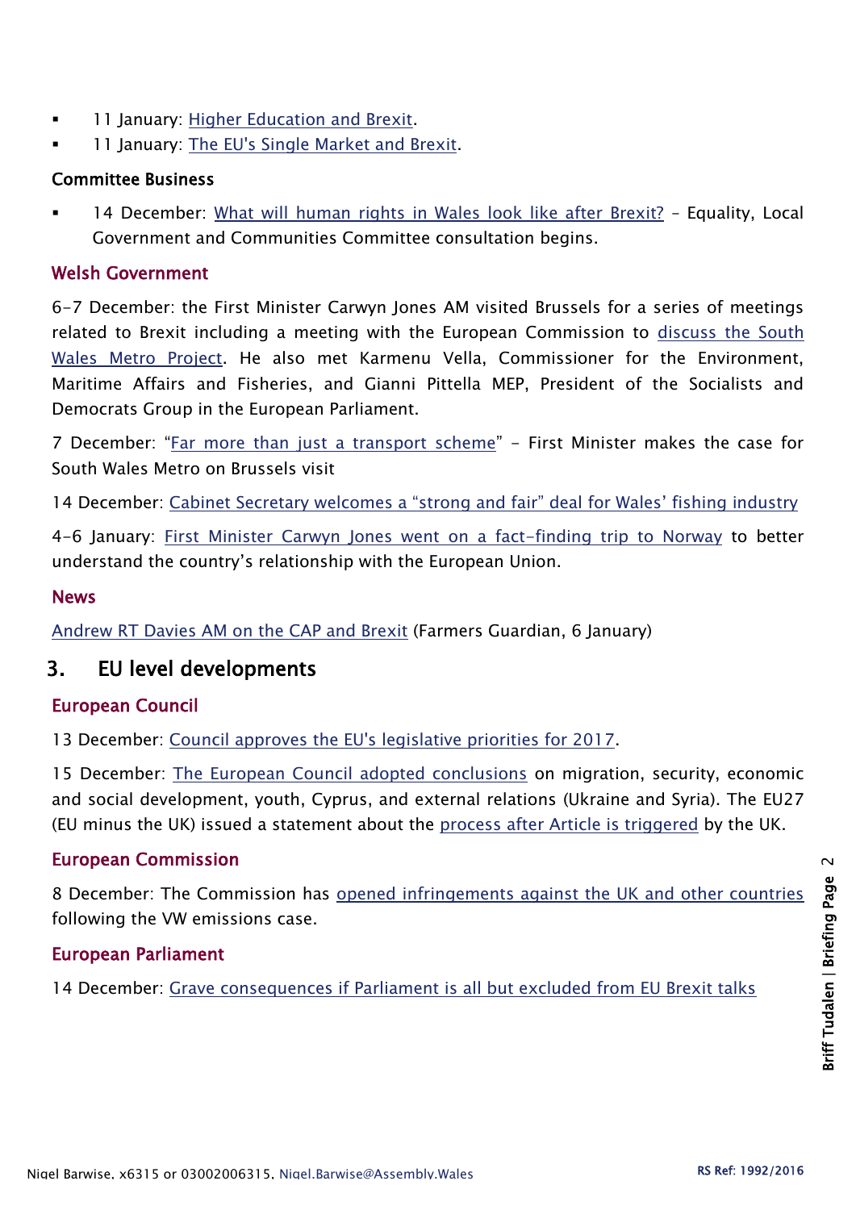- 11 January: Higher Education and Brexit.
- 11 January: The EU's Single Market and Brexit.

### Committee Business

- 14 December: What will human rights in Wales look like after Brexit? – Equality, Local Government and Communities Committee consultation begins.

### Welsh Government

6-7 December: the First Minister Carwyn Jones AM visited Brussels for a series of meetings related to Brexit including a meeting with the European Commission to discuss the South Wales Metro Project. He also met Karmenu Vella, Commissioner for the Environment, Maritime Affairs and Fisheries, and Gianni Pittella MEP, President of the Socialists and Democrats Group in the European Parliament.

7 December: "Far more than just a transport scheme" – First Minister makes the case for South Wales Metro on Brussels visit

14 December: Cabinet Secretary welcomes a "strong and fair" deal for Wales' fishing industry

4-6 January: First Minister Carwyn Jones went on a fact-finding trip to Norway to better understand the country's relationship with the European Union.

### News

Andrew RT Davies AM on the CAP and Brexit (Farmers Guardian, 6 January)

## 3. EU level developments

### European Council

13 December: Council approves the EU's legislative priorities for 2017.

15 December: The European Council adopted conclusions on migration, security, economic and social development, youth, Cyprus, and external relations (Ukraine and Syria). The EU27 (EU minus the UK) issued a statement about the process after Article is triggered by the UK.

### European Commission

8 December: The Commission has opened infringements against the UK and other countries following the VW emissions case.

### European Parliament

14 December: Grave consequences if Parliament is all but excluded from EU Brexit talks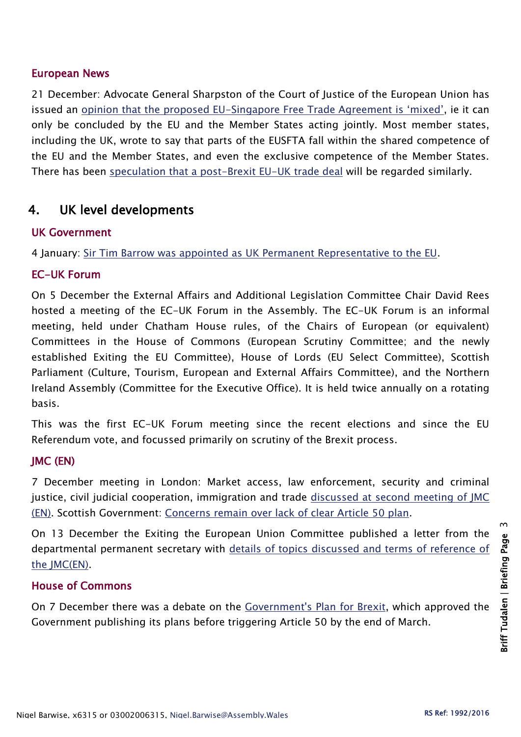### European News

21 December: Advocate General Sharpston of the Court of Justice of the European Union has issued an opinion that the proposed EU-Singapore Free Trade Agreement is 'mixed', ie it can only be concluded by the EU and the Member States acting jointly. Most member states, including the UK, wrote to say that parts of the EUSFTA fall within the shared competence of the EU and the Member States, and even the exclusive competence of the Member States. There has been speculation that a post-Brexit EU-UK trade deal will be regarded similarly.

## 4. UK level developments

### UK Government

4 January: Sir Tim Barrow was appointed as UK Permanent Representative to the EU.

### EC-UK Forum

On 5 December the External Affairs and Additional Legislation Committee Chair David Rees hosted a meeting of the EC-UK Forum in the Assembly. The EC-UK Forum is an informal meeting, held under Chatham House rules, of the Chairs of European (or equivalent) Committees in the House of Commons (European Scrutiny Committee; and the newly established Exiting the EU Committee), House of Lords (EU Select Committee), Scottish Parliament (Culture, Tourism, European and External Affairs Committee), and the Northern Ireland Assembly (Committee for the Executive Office). It is held twice annually on a rotating basis.

This was the first EC-UK Forum meeting since the recent elections and since the EU Referendum vote, and focussed primarily on scrutiny of the Brexit process.

### JMC (EN)

7 December meeting in London: Market access, law enforcement, security and criminal justice, civil judicial cooperation, immigration and trade discussed at second meeting of JMC (EN). Scottish Government: Concerns remain over lack of clear Article 50 plan.

On 13 December the Exiting the European Union Committee published a letter from the departmental permanent secretary with details of topics discussed and terms of reference of the JMC(EN).

### House of Commons

On 7 December there was a debate on the Government's Plan for Brexit, which approved the Government publishing its plans before triggering Article 50 by the end of March.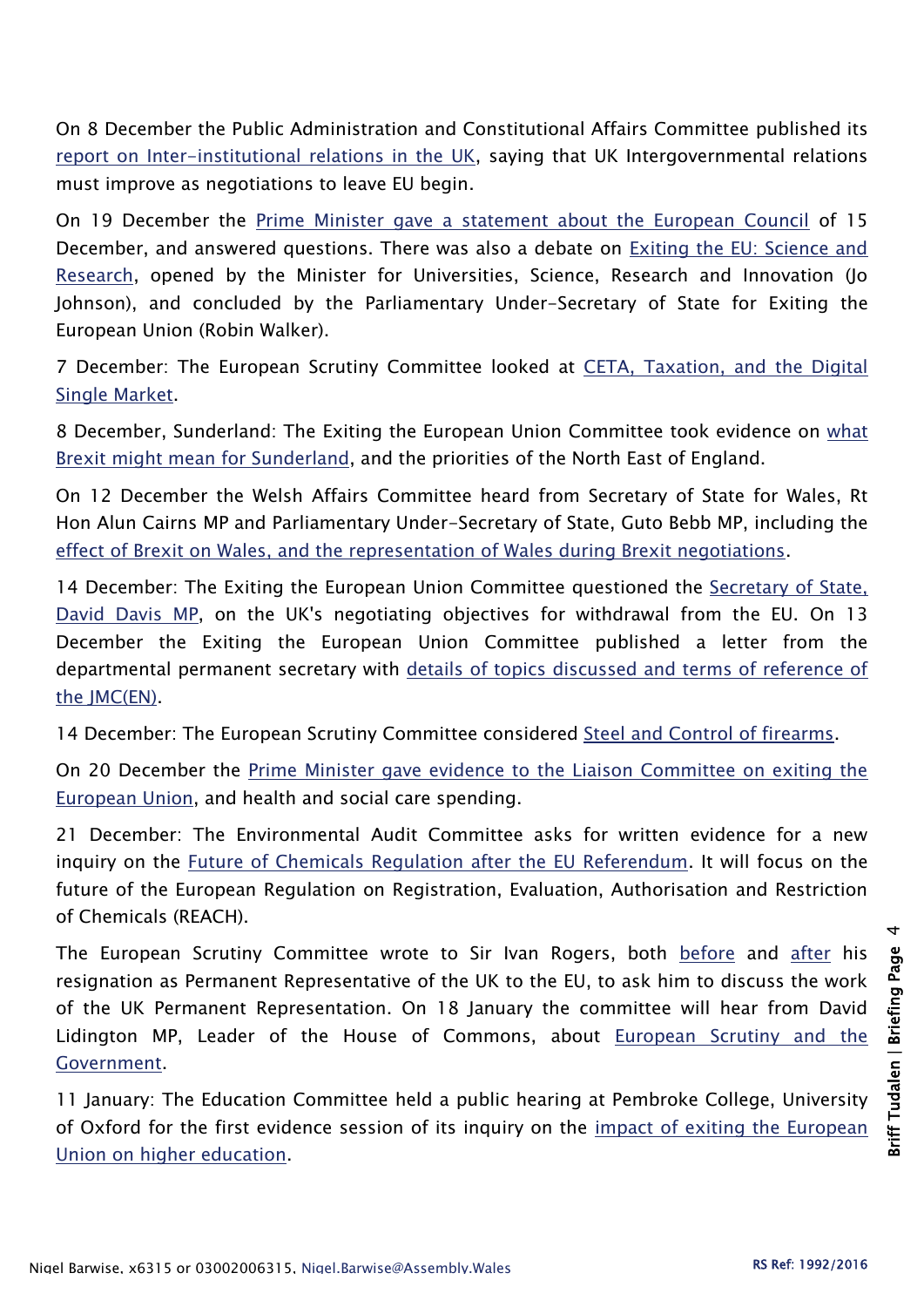On 8 December the Public Administration and Constitutional Affairs Committee published its report on Inter-institutional relations in the UK, saying that UK Intergovernmental relations must improve as negotiations to leave EU begin.

On 19 December the Prime Minister gave a statement about the European Council of 15 December, and answered questions. There was also a debate on Exiting the EU: Science and Research, opened by the Minister for Universities, Science, Research and Innovation (Jo Johnson), and concluded by the Parliamentary Under-Secretary of State for Exiting the European Union (Robin Walker).

7 December: The European Scrutiny Committee looked at CETA, Taxation, and the Digital Single Market.

8 December, Sunderland: The Exiting the European Union Committee took evidence on what Brexit might mean for Sunderland, and the priorities of the North East of England.

On 12 December the Welsh Affairs Committee heard from Secretary of State for Wales, Rt Hon Alun Cairns MP and Parliamentary Under-Secretary of State, Guto Bebb MP, including the effect of Brexit on Wales, and the representation of Wales during Brexit negotiations.

14 December: The Exiting the European Union Committee questioned the Secretary of State, David Davis MP, on the UK's negotiating objectives for withdrawal from the EU. On 13 December the Exiting the European Union Committee published a letter from the departmental permanent secretary with details of topics discussed and terms of reference of the JMC(EN).

14 December: The European Scrutiny Committee considered Steel and Control of firearms.

On 20 December the Prime Minister gave evidence to the Liaison Committee on exiting the European Union, and health and social care spending.

21 December: The Environmental Audit Committee asks for written evidence for a new inquiry on the Future of Chemicals Regulation after the EU Referendum. It will focus on the future of the European Regulation on Registration, Evaluation, Authorisation and Restriction of Chemicals (REACH).

The European Scrutiny Committee wrote to Sir Ivan Rogers, both before and after his resignation as Permanent Representative of the UK to the EU, to ask him to discuss the work of the UK Permanent Representation. On 18 January the committee will hear from David Lidington MP, Leader of the House of Commons, about European Scrutiny and the Government.

11 January: The Education Committee held a public hearing at Pembroke College, University of Oxford for the first evidence session of its inquiry on the impact of exiting the European Union on higher education.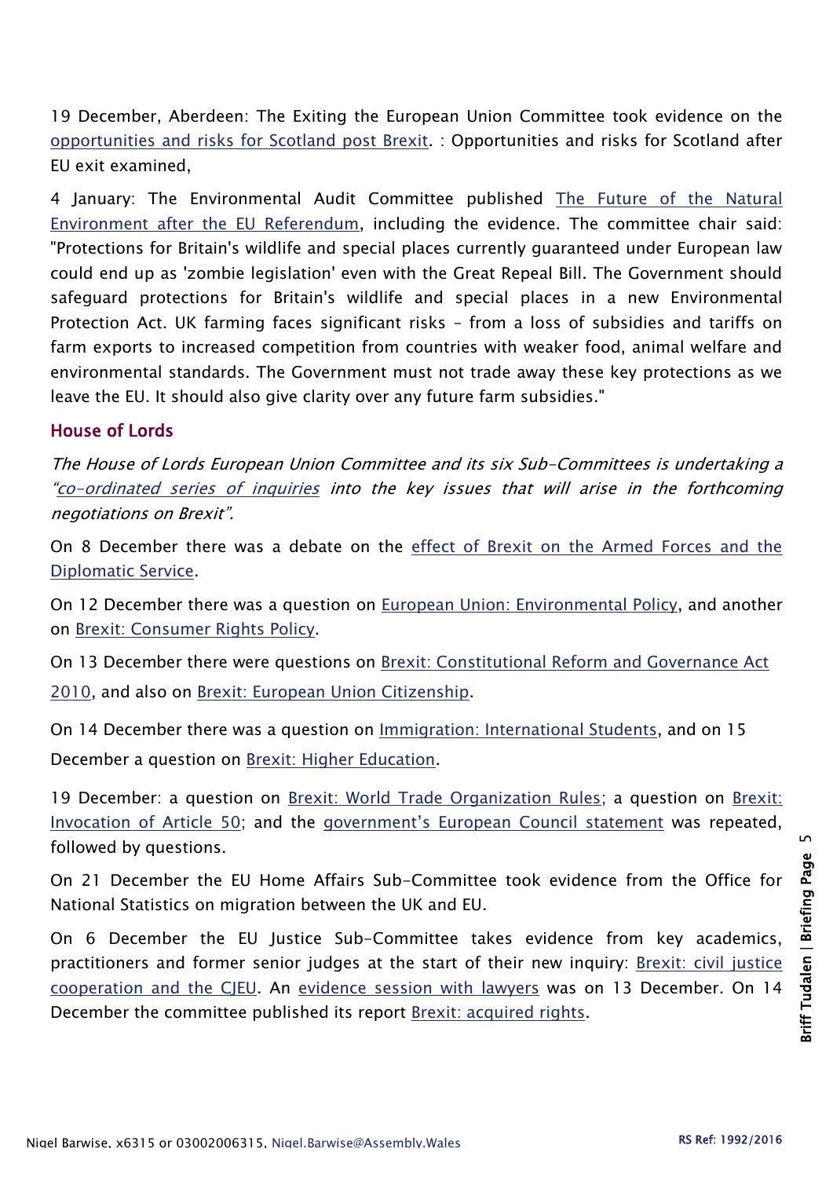19 December, Aberdeen: The Exiting the European Union Committee took evidence on the opportunities and risks for Scotland post Brexit. : Opportunities and risks for Scotland after EU exit examined,

4 January: The Environmental Audit Committee published The Future of the Natural Environment after the EU Referendum, including the evidence. The committee chair said: "Protections for Britain's wildlife and special places currently guaranteed under European law could end up as 'zombie legislation' even with the Great Repeal Bill. The Government should safeguard protections for Britain's wildlife and special places in a new Environmental Protection Act. UK farming faces significant risks – from a loss of subsidies and tariffs on farm exports to increased competition from countries with weaker food, animal welfare and environmental standards. The Government must not trade away these key protections as we leave the EU. It should also give clarity over any future farm subsidies."

## House of Lords

*The House of Lords European Union Committee and its six Sub-Committees is undertaking a "co-ordinated series of inquiries into the key issues that will arise in the forthcoming negotiations on Brexit".*

On 8 December there was a debate on the effect of Brexit on the Armed Forces and the Diplomatic Service.

On 12 December there was a question on European Union: Environmental Policy, and another on Brexit: Consumer Rights Policy.

On 13 December there were questions on Brexit: Constitutional Reform and Governance Act 2010, and also on Brexit: European Union Citizenship.

On 14 December there was a question on Immigration: International Students, and on 15 December a question on Brexit: Higher Education.

19 December: a question on Brexit: World Trade Organization Rules; a question on Brexit: Invocation of Article 50; and the government's European Council statement was repeated, followed by questions.

On 21 December the EU Home Affairs Sub-Committee took evidence from the Office for National Statistics on migration between the UK and EU.

On 6 December the EU Justice Sub-Committee takes evidence from key academics, practitioners and former senior judges at the start of their new inquiry: Brexit: civil justice cooperation and the CJEU. An evidence session with lawyers was on 13 December. On 14 December the committee published its report Brexit: acquired rights.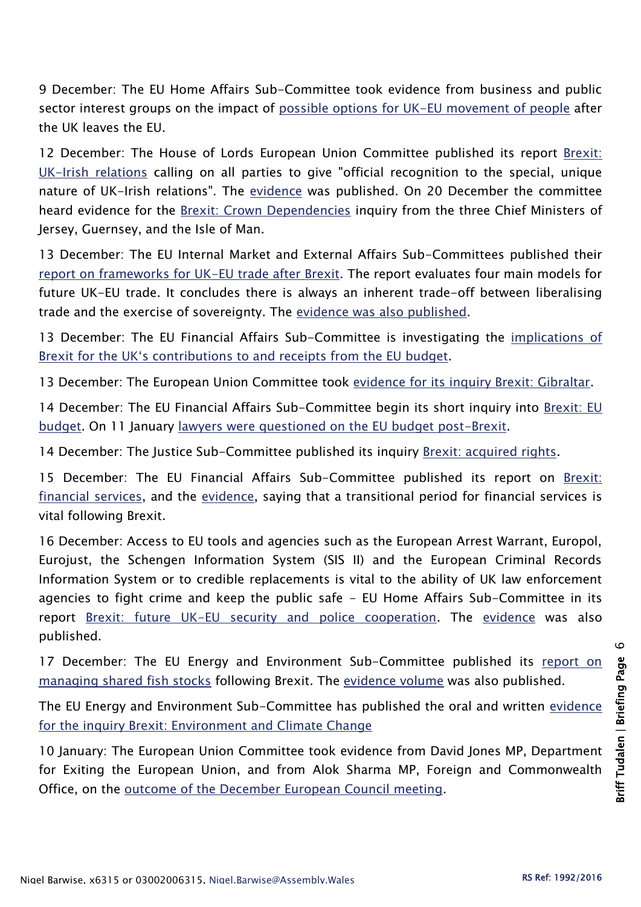9 December: The EU Home Affairs Sub-Committee took evidence from business and public sector interest groups on the impact of possible options for UK-EU movement of people after the UK leaves the EU.

12 December: The House of Lords European Union Committee published its report Brexit: UK-Irish relations calling on all parties to give "official recognition to the special, unique nature of UK-Irish relations". The evidence was published. On 20 December the committee heard evidence for the Brexit: Crown Dependencies inquiry from the three Chief Ministers of Jersey, Guernsey, and the Isle of Man.

13 December: The EU Internal Market and External Affairs Sub-Committees published their report on frameworks for UK-EU trade after Brexit. The report evaluates four main models for future UK-EU trade. It concludes there is always an inherent trade-off between liberalising trade and the exercise of sovereignty. The evidence was also published.

13 December: The EU Financial Affairs Sub-Committee is investigating the implications of Brexit for the UK's contributions to and receipts from the EU budget.

13 December: The European Union Committee took evidence for its inquiry Brexit: Gibraltar.

14 December: The EU Financial Affairs Sub-Committee begin its short inquiry into Brexit: EU budget. On 11 January lawyers were questioned on the EU budget post-Brexit.

14 December: The Justice Sub-Committee published its inquiry Brexit: acquired rights.

15 December: The EU Financial Affairs Sub-Committee published its report on Brexit: financial services, and the evidence, saying that a transitional period for financial services is vital following Brexit.

16 December: Access to EU tools and agencies such as the European Arrest Warrant, Europol, Eurojust, the Schengen Information System (SIS II) and the European Criminal Records Information System or to credible replacements is vital to the ability of UK law enforcement agencies to fight crime and keep the public safe - EU Home Affairs Sub-Committee in its report Brexit: future UK-EU security and police cooperation. The evidence was also published.

17 December: The EU Energy and Environment Sub-Committee published its report on managing shared fish stocks following Brexit. The evidence volume was also published.

The EU Energy and Environment Sub-Committee has published the oral and written evidence for the inquiry Brexit: Environment and Climate Change

10 January: The European Union Committee took evidence from David Jones MP, Department for Exiting the European Union, and from Alok Sharma MP, Foreign and Commonwealth Office, on the outcome of the December European Council meeting.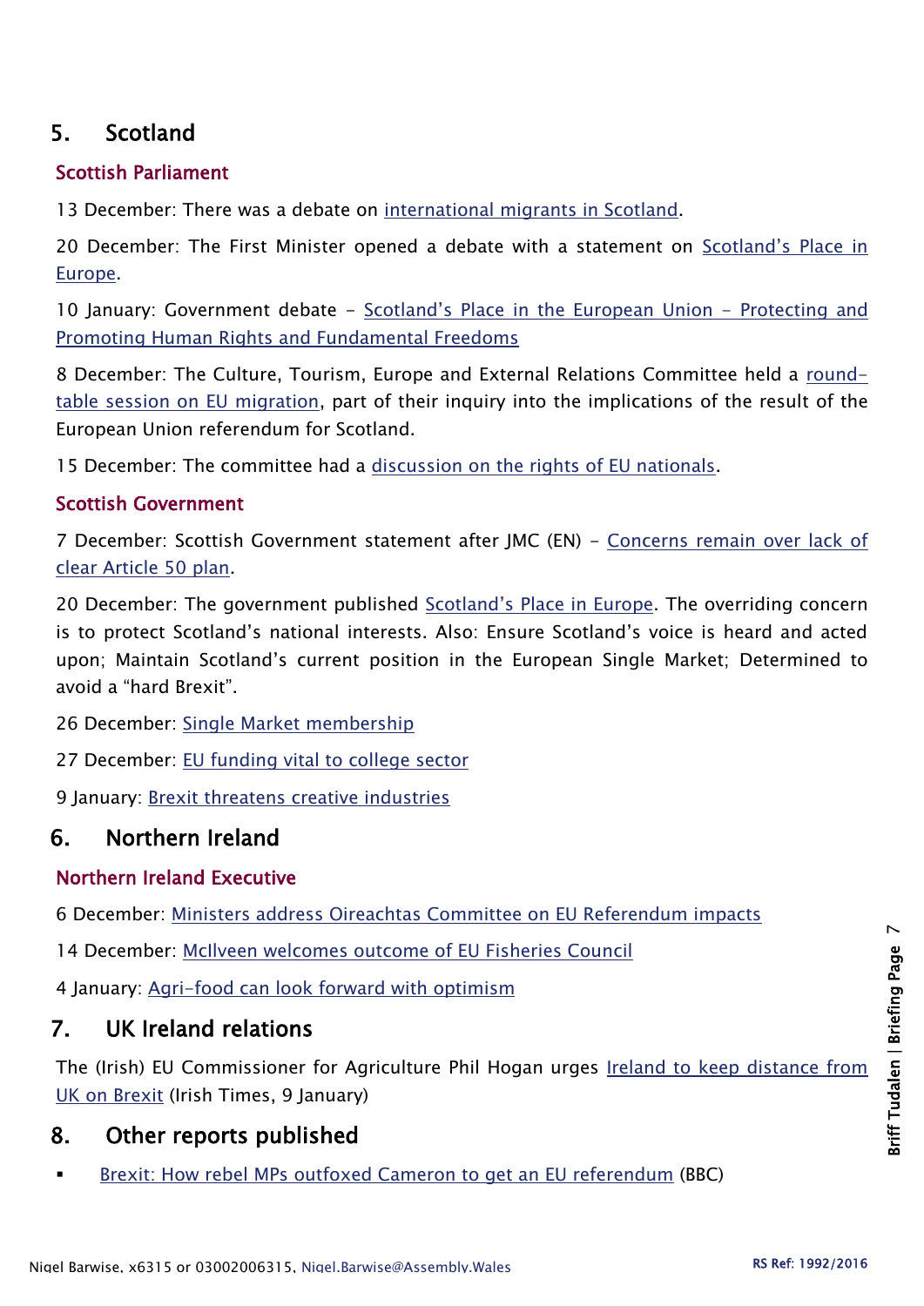## 5. Scotland

### Scottish Parliament

13 December: There was a debate on international migrants in Scotland.

20 December: The First Minister opened a debate with a statement on Scotland's Place in Europe.

10 January: Government debate – Scotland's Place in the European Union – Protecting and Promoting Human Rights and Fundamental Freedoms

8 December: The Culture, Tourism, Europe and External Relations Committee held a round-table session on EU migration, part of their inquiry into the implications of the result of the European Union referendum for Scotland.

15 December: The committee had a discussion on the rights of EU nationals.

### Scottish Government

7 December: Scottish Government statement after JMC (EN) – Concerns remain over lack of clear Article 50 plan.

20 December: The government published Scotland's Place in Europe. The overriding concern is to protect Scotland's national interests. Also: Ensure Scotland's voice is heard and acted upon; Maintain Scotland's current position in the European Single Market; Determined to avoid a "hard Brexit".

26 December: Single Market membership

27 December: EU funding vital to college sector

9 January: Brexit threatens creative industries

## 6. Northern Ireland

### Northern Ireland Executive

6 December: Ministers address Oireachtas Committee on EU Referendum impacts

14 December: McIlveen welcomes outcome of EU Fisheries Council

4 January: Agri-food can look forward with optimism

## 7. UK Ireland relations

The (Irish) EU Commissioner for Agriculture Phil Hogan urges Ireland to keep distance from UK on Brexit (Irish Times, 9 January)

## 8. Other reports published

- Brexit: How rebel MPs outfoxed Cameron to get an EU referendum (BBC)

Nigel Barwise, x6315 or 03002006315, Nigel.Barwise@Assembly.Wales

RS Ref: 1992/2016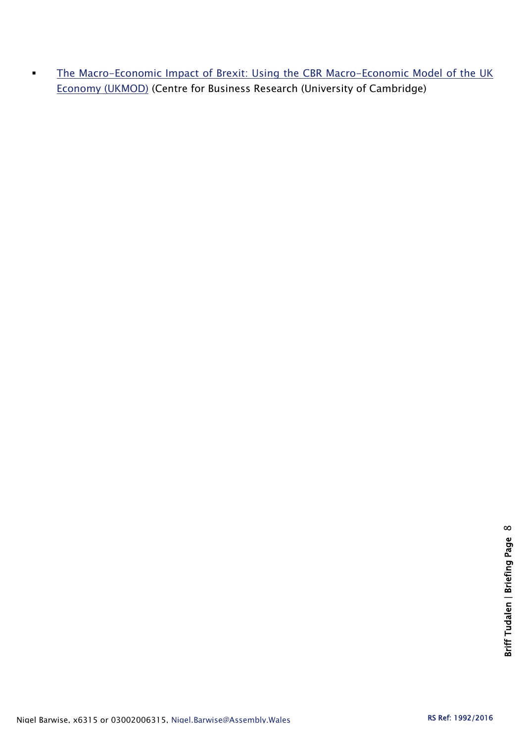- [The Macro-Economic Impact of Brexit: Using the CBR Macro-Economic Model of the UK Economy (UKMOD)] (Centre for Business Research (University of Cambridge)